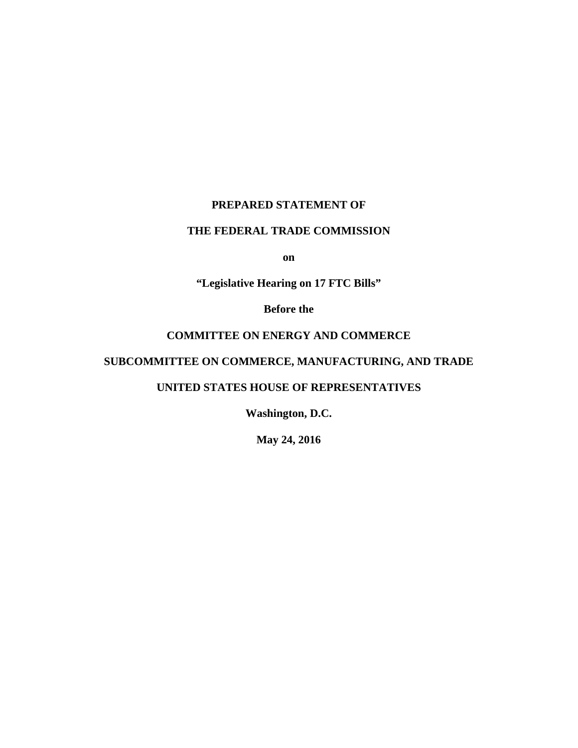**PREPARED STATEMENT OF**

**THE FEDERAL TRADE COMMISSION**

**on**

**"Legislative Hearing on 17 FTC Bills"**

**Before the**

**COMMITTEE ON ENERGY AND COMMERCE**

**SUBCOMMITTEE ON COMMERCE, MANUFACTURING, AND TRADE**

**UNITED STATES HOUSE OF REPRESENTATIVES**

**Washington, D.C.**

**May 24, 2016**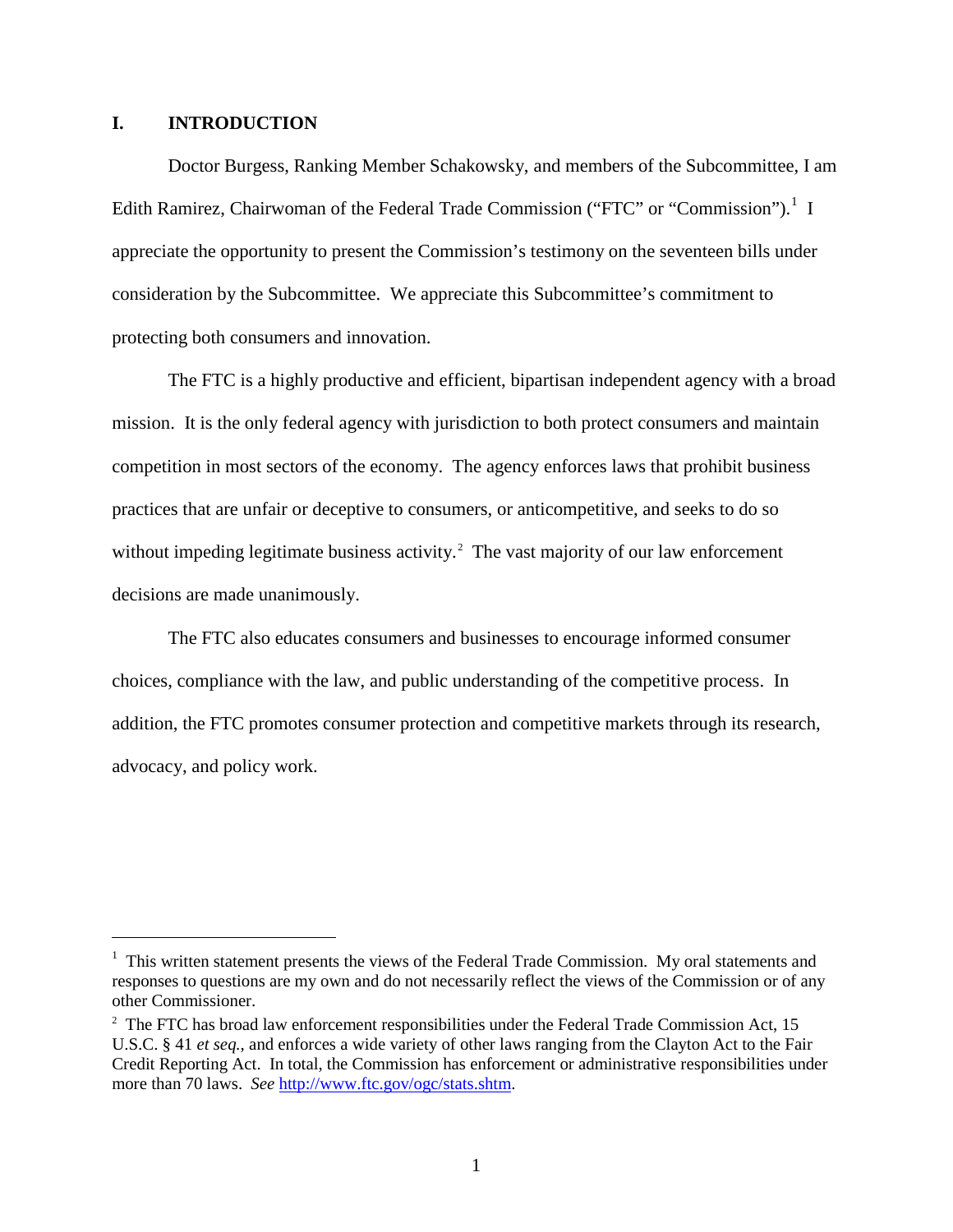## I. INTRODUCTION

Doctor Burgess, Ranking Member Schakowsky, and members of the Subcommittee, I am Edith Ramirez, Chairwoman of the Federal Trade Commission ("FTC" or "Commission").[1] I appreciate the opportunity to present the Commission's testimony on the seventeen bills under consideration by the Subcommittee. We appreciate this Subcommittee's commitment to protecting both consumers and innovation.

The FTC is a highly productive and efficient, bipartisan independent agency with a broad mission. It is the only federal agency with jurisdiction to both protect consumers and maintain competition in most sectors of the economy. The agency enforces laws that prohibit business practices that are unfair or deceptive to consumers, or anticompetitive, and seeks to do so without impeding legitimate business activity.[2] The vast majority of our law enforcement decisions are made unanimously.

The FTC also educates consumers and businesses to encourage informed consumer choices, compliance with the law, and public understanding of the competitive process. In addition, the FTC promotes consumer protection and competitive markets through its research, advocacy, and policy work.

---

[1] This written statement presents the views of the Federal Trade Commission. My oral statements and responses to questions are my own and do not necessarily reflect the views of the Commission or of any other Commissioner.

[2] The FTC has broad law enforcement responsibilities under the Federal Trade Commission Act, 15 U.S.C. § 41 *et seq.*, and enforces a wide variety of other laws ranging from the Clayton Act to the Fair Credit Reporting Act. In total, the Commission has enforcement or administrative responsibilities under more than 70 laws. *See* http://www.ftc.gov/ogc/stats.shtm.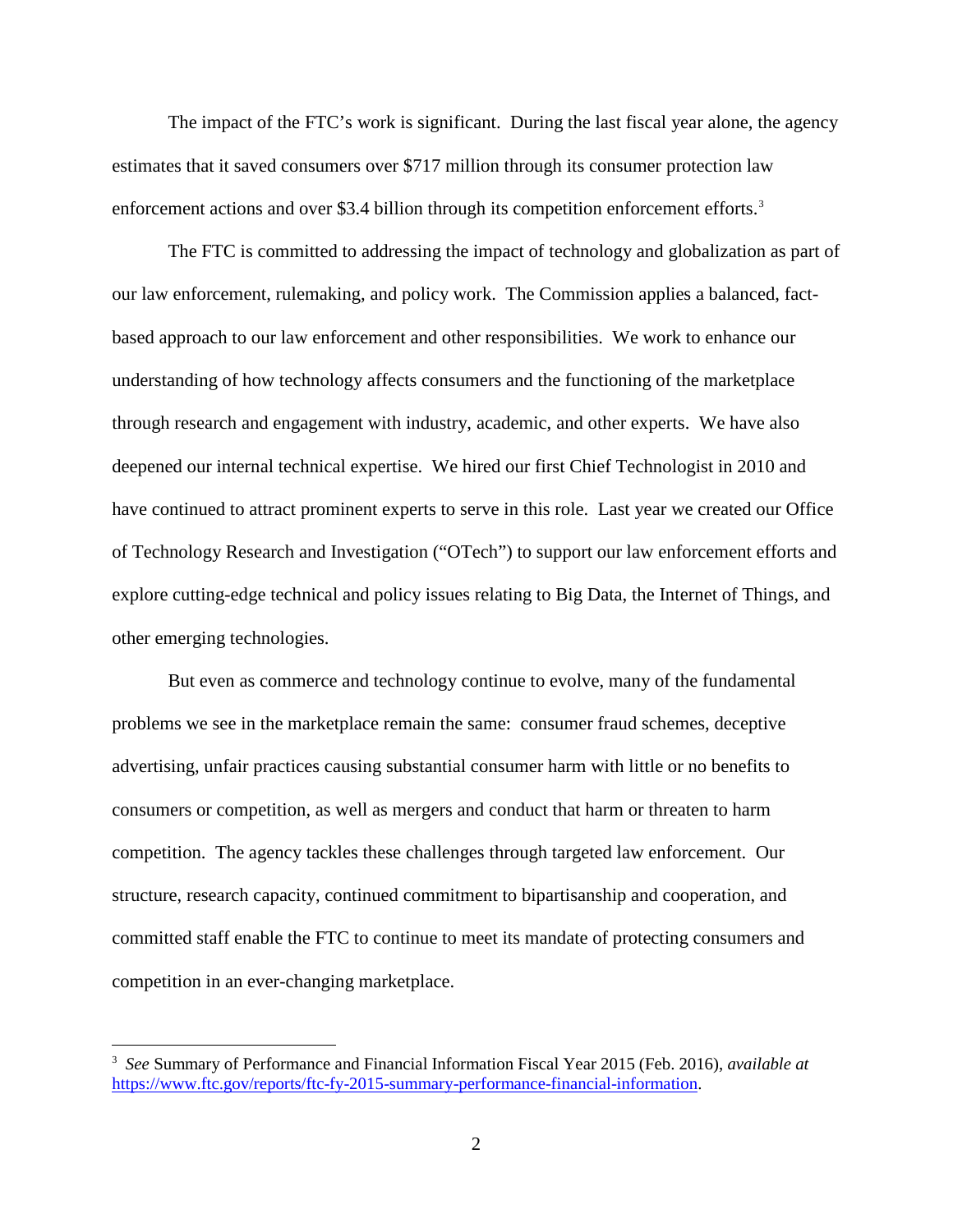The impact of the FTC's work is significant. During the last fiscal year alone, the agency estimates that it saved consumers over $717 million through its consumer protection law enforcement actions and over $3.4 billion through its competition enforcement efforts.[3]

The FTC is committed to addressing the impact of technology and globalization as part of our law enforcement, rulemaking, and policy work. The Commission applies a balanced, fact-based approach to our law enforcement and other responsibilities. We work to enhance our understanding of how technology affects consumers and the functioning of the marketplace through research and engagement with industry, academic, and other experts. We have also deepened our internal technical expertise. We hired our first Chief Technologist in 2010 and have continued to attract prominent experts to serve in this role. Last year we created our Office of Technology Research and Investigation ("OTech") to support our law enforcement efforts and explore cutting-edge technical and policy issues relating to Big Data, the Internet of Things, and other emerging technologies.

But even as commerce and technology continue to evolve, many of the fundamental problems we see in the marketplace remain the same: consumer fraud schemes, deceptive advertising, unfair practices causing substantial consumer harm with little or no benefits to consumers or competition, as well as mergers and conduct that harm or threaten to harm competition. The agency tackles these challenges through targeted law enforcement. Our structure, research capacity, continued commitment to bipartisanship and cooperation, and committed staff enable the FTC to continue to meet its mandate of protecting consumers and competition in an ever-changing marketplace.

---

[3] *See* Summary of Performance and Financial Information Fiscal Year 2015 (Feb. 2016), *available at* https://www.ftc.gov/reports/ftc-fy-2015-summary-performance-financial-information.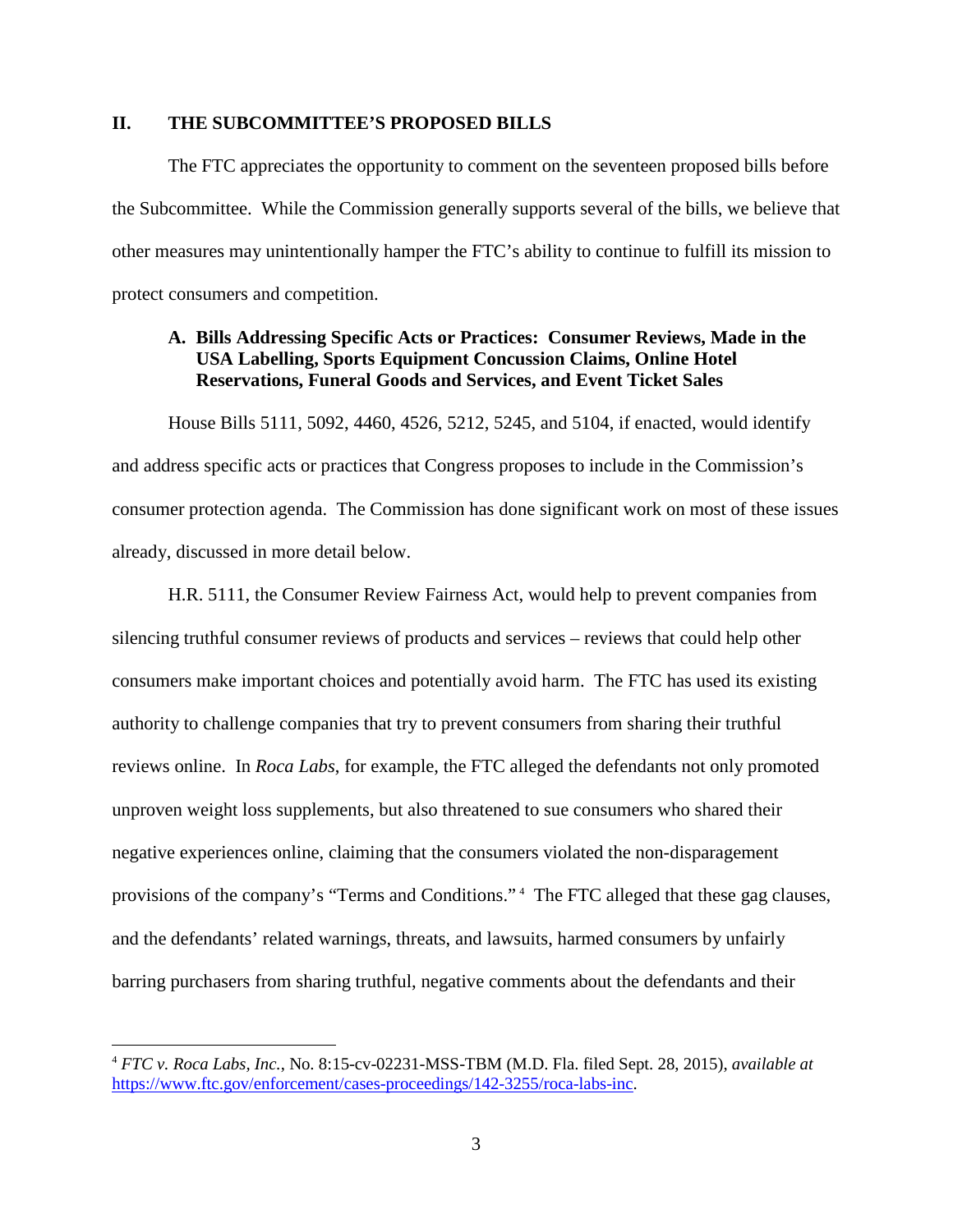## II. THE SUBCOMMITTEE'S PROPOSED BILLS

The FTC appreciates the opportunity to comment on the seventeen proposed bills before the Subcommittee. While the Commission generally supports several of the bills, we believe that other measures may unintentionally hamper the FTC's ability to continue to fulfill its mission to protect consumers and competition.

### A. Bills Addressing Specific Acts or Practices: Consumer Reviews, Made in the USA Labelling, Sports Equipment Concussion Claims, Online Hotel Reservations, Funeral Goods and Services, and Event Ticket Sales

House Bills 5111, 5092, 4460, 4526, 5212, 5245, and 5104, if enacted, would identify and address specific acts or practices that Congress proposes to include in the Commission's consumer protection agenda. The Commission has done significant work on most of these issues already, discussed in more detail below.

H.R. 5111, the Consumer Review Fairness Act, would help to prevent companies from silencing truthful consumer reviews of products and services – reviews that could help other consumers make important choices and potentially avoid harm. The FTC has used its existing authority to challenge companies that try to prevent consumers from sharing their truthful reviews online. In *Roca Labs*, for example, the FTC alleged the defendants not only promoted unproven weight loss supplements, but also threatened to sue consumers who shared their negative experiences online, claiming that the consumers violated the non-disparagement provisions of the company's "Terms and Conditions." [4] The FTC alleged that these gag clauses, and the defendants' related warnings, threats, and lawsuits, harmed consumers by unfairly barring purchasers from sharing truthful, negative comments about the defendants and their

---

[4] *FTC v. Roca Labs, Inc.*, No. 8:15-cv-02231-MSS-TBM (M.D. Fla. filed Sept. 28, 2015), *available at* https://www.ftc.gov/enforcement/cases-proceedings/142-3255/roca-labs-inc.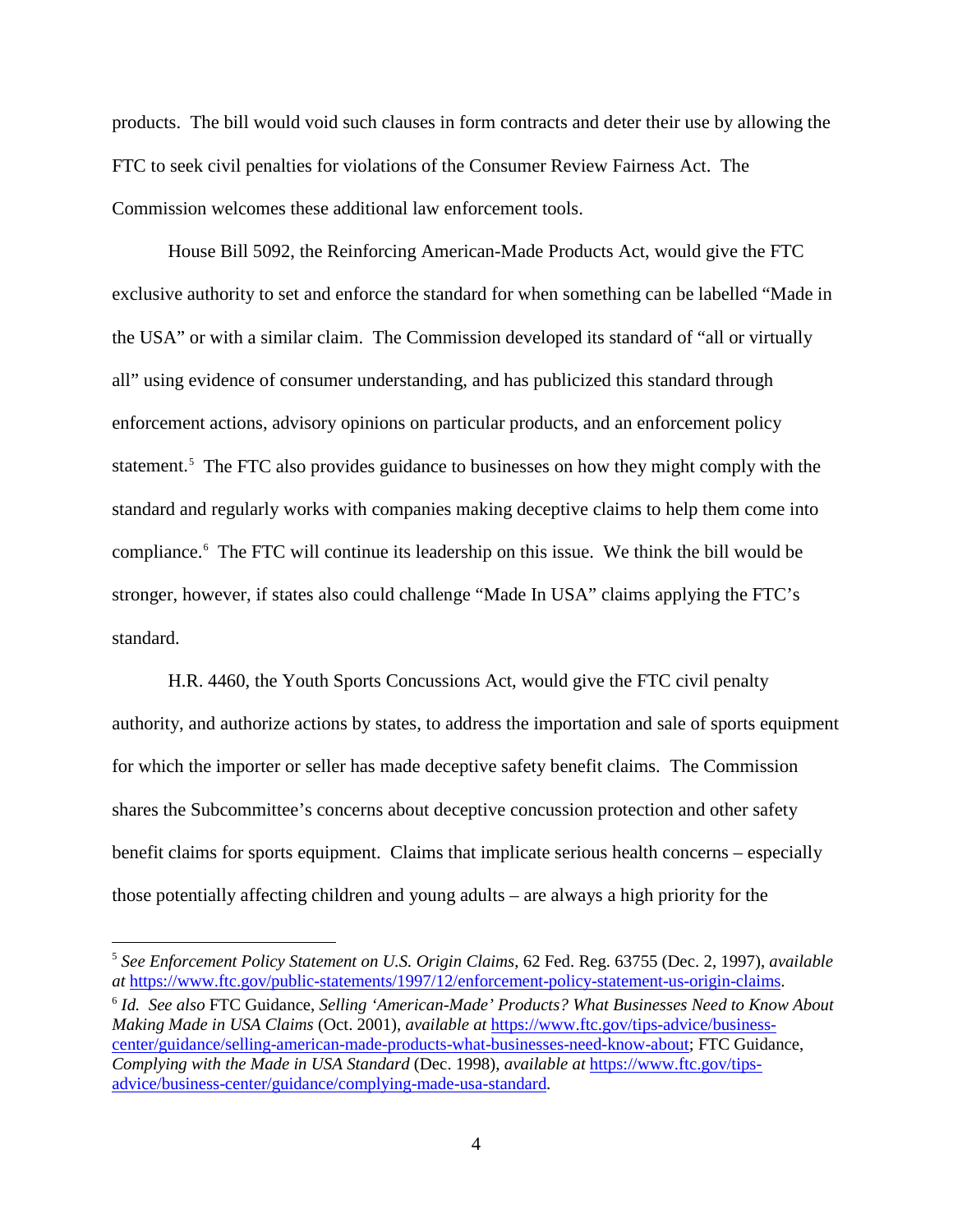products. The bill would void such clauses in form contracts and deter their use by allowing the FTC to seek civil penalties for violations of the Consumer Review Fairness Act. The Commission welcomes these additional law enforcement tools.

House Bill 5092, the Reinforcing American-Made Products Act, would give the FTC exclusive authority to set and enforce the standard for when something can be labelled "Made in the USA" or with a similar claim. The Commission developed its standard of "all or virtually all" using evidence of consumer understanding, and has publicized this standard through enforcement actions, advisory opinions on particular products, and an enforcement policy statement.[5] The FTC also provides guidance to businesses on how they might comply with the standard and regularly works with companies making deceptive claims to help them come into compliance.[6] The FTC will continue its leadership on this issue. We think the bill would be stronger, however, if states also could challenge "Made In USA" claims applying the FTC's standard.

H.R. 4460, the Youth Sports Concussions Act, would give the FTC civil penalty authority, and authorize actions by states, to address the importation and sale of sports equipment for which the importer or seller has made deceptive safety benefit claims. The Commission shares the Subcommittee's concerns about deceptive concussion protection and other safety benefit claims for sports equipment. Claims that implicate serious health concerns – especially those potentially affecting children and young adults – are always a high priority for the

---

[5] *See Enforcement Policy Statement on U.S. Origin Claims*, 62 Fed. Reg. 63755 (Dec. 2, 1997), *available at* https://www.ftc.gov/public-statements/1997/12/enforcement-policy-statement-us-origin-claims.

[6] *Id. See also* FTC Guidance, *Selling 'American-Made' Products? What Businesses Need to Know About Making Made in USA Claims* (Oct. 2001), *available at* https://www.ftc.gov/tips-advice/business-center/guidance/selling-american-made-products-what-businesses-need-know-about; FTC Guidance, *Complying with the Made in USA Standard* (Dec. 1998), *available at* https://www.ftc.gov/tips-advice/business-center/guidance/complying-made-usa-standard.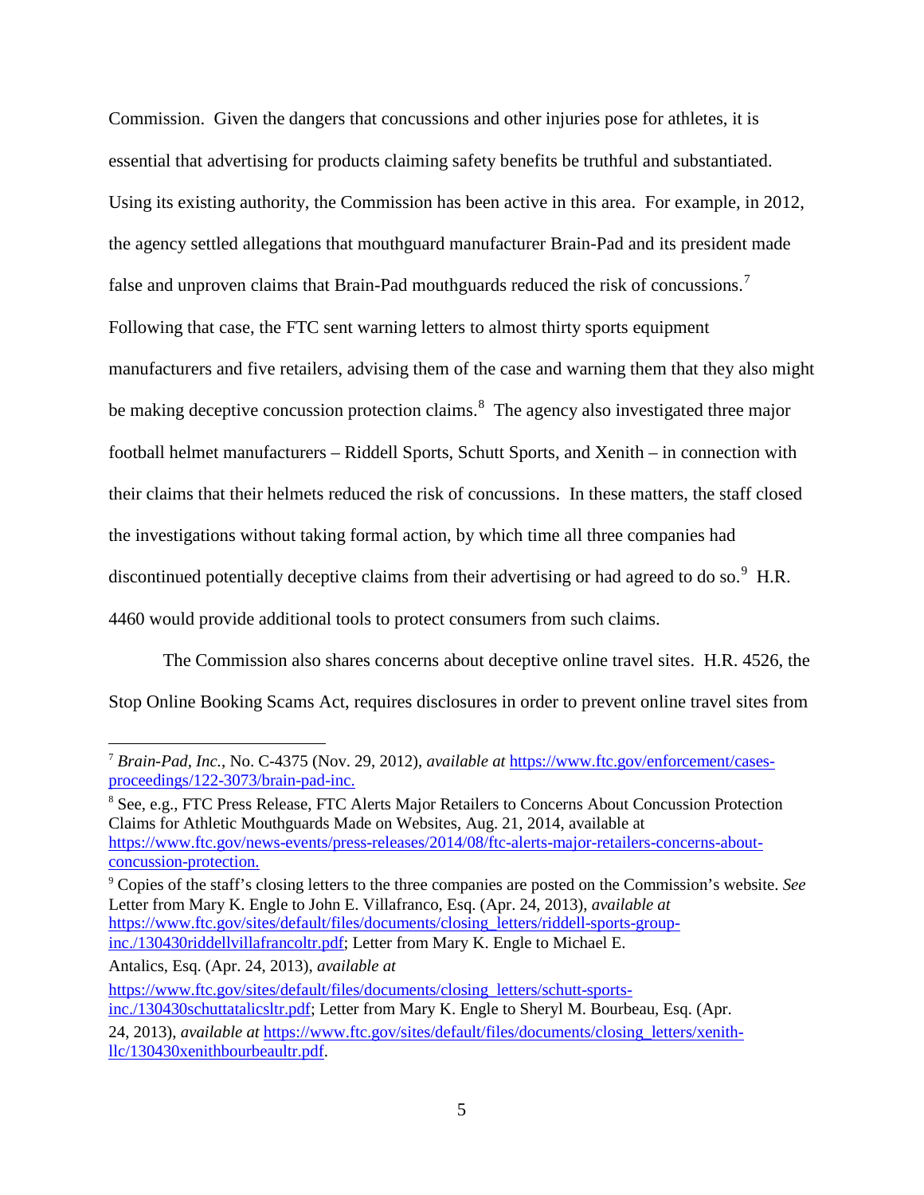Commission. Given the dangers that concussions and other injuries pose for athletes, it is essential that advertising for products claiming safety benefits be truthful and substantiated. Using its existing authority, the Commission has been active in this area. For example, in 2012, the agency settled allegations that mouthguard manufacturer Brain-Pad and its president made false and unproven claims that Brain-Pad mouthguards reduced the risk of concussions.[7] Following that case, the FTC sent warning letters to almost thirty sports equipment manufacturers and five retailers, advising them of the case and warning them that they also might be making deceptive concussion protection claims.[8] The agency also investigated three major football helmet manufacturers – Riddell Sports, Schutt Sports, and Xenith – in connection with their claims that their helmets reduced the risk of concussions. In these matters, the staff closed the investigations without taking formal action, by which time all three companies had discontinued potentially deceptive claims from their advertising or had agreed to do so.[9] H.R. 4460 would provide additional tools to protect consumers from such claims.

The Commission also shares concerns about deceptive online travel sites. H.R. 4526, the Stop Online Booking Scams Act, requires disclosures in order to prevent online travel sites from

---

[7] *Brain-Pad, Inc.*, No. C-4375 (Nov. 29, 2012), *available at* https://www.ftc.gov/enforcement/cases-proceedings/122-3073/brain-pad-inc.

[8] See, e.g., FTC Press Release, FTC Alerts Major Retailers to Concerns About Concussion Protection Claims for Athletic Mouthguards Made on Websites, Aug. 21, 2014, available at https://www.ftc.gov/news-events/press-releases/2014/08/ftc-alerts-major-retailers-concerns-about-concussion-protection.

[9] Copies of the staff's closing letters to the three companies are posted on the Commission's website. *See* Letter from Mary K. Engle to John E. Villafranco, Esq. (Apr. 24, 2013), *available at* https://www.ftc.gov/sites/default/files/documents/closing_letters/riddell-sports-group-inc./130430riddellvillafrancoltr.pdf; Letter from Mary K. Engle to Michael E. Antalics, Esq. (Apr. 24, 2013), *available at* https://www.ftc.gov/sites/default/files/documents/closing_letters/schutt-sports-inc./130430schuttatalicsltr.pdf; Letter from Mary K. Engle to Sheryl M. Bourbeau, Esq. (Apr. 24, 2013), *available at* https://www.ftc.gov/sites/default/files/documents/closing_letters/xenith-llc/130430xenithbourbeaultr.pdf.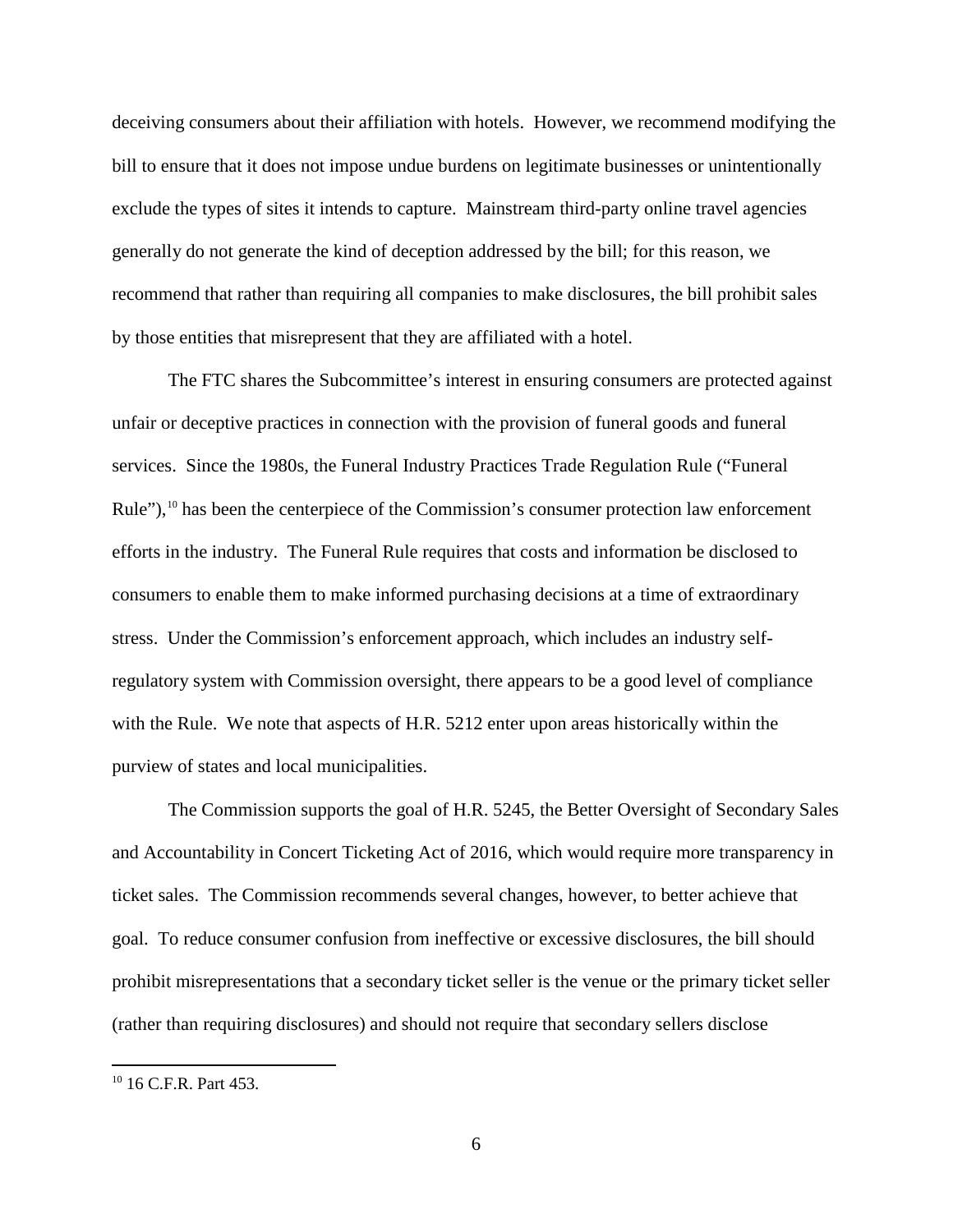deceiving consumers about their affiliation with hotels. However, we recommend modifying the bill to ensure that it does not impose undue burdens on legitimate businesses or unintentionally exclude the types of sites it intends to capture. Mainstream third-party online travel agencies generally do not generate the kind of deception addressed by the bill; for this reason, we recommend that rather than requiring all companies to make disclosures, the bill prohibit sales by those entities that misrepresent that they are affiliated with a hotel.

The FTC shares the Subcommittee's interest in ensuring consumers are protected against unfair or deceptive practices in connection with the provision of funeral goods and funeral services. Since the 1980s, the Funeral Industry Practices Trade Regulation Rule ("Funeral Rule"),[10] has been the centerpiece of the Commission's consumer protection law enforcement efforts in the industry. The Funeral Rule requires that costs and information be disclosed to consumers to enable them to make informed purchasing decisions at a time of extraordinary stress. Under the Commission's enforcement approach, which includes an industry self-regulatory system with Commission oversight, there appears to be a good level of compliance with the Rule. We note that aspects of H.R. 5212 enter upon areas historically within the purview of states and local municipalities.

The Commission supports the goal of H.R. 5245, the Better Oversight of Secondary Sales and Accountability in Concert Ticketing Act of 2016, which would require more transparency in ticket sales. The Commission recommends several changes, however, to better achieve that goal. To reduce consumer confusion from ineffective or excessive disclosures, the bill should prohibit misrepresentations that a secondary ticket seller is the venue or the primary ticket seller (rather than requiring disclosures) and should not require that secondary sellers disclose

[10] 16 C.F.R. Part 453.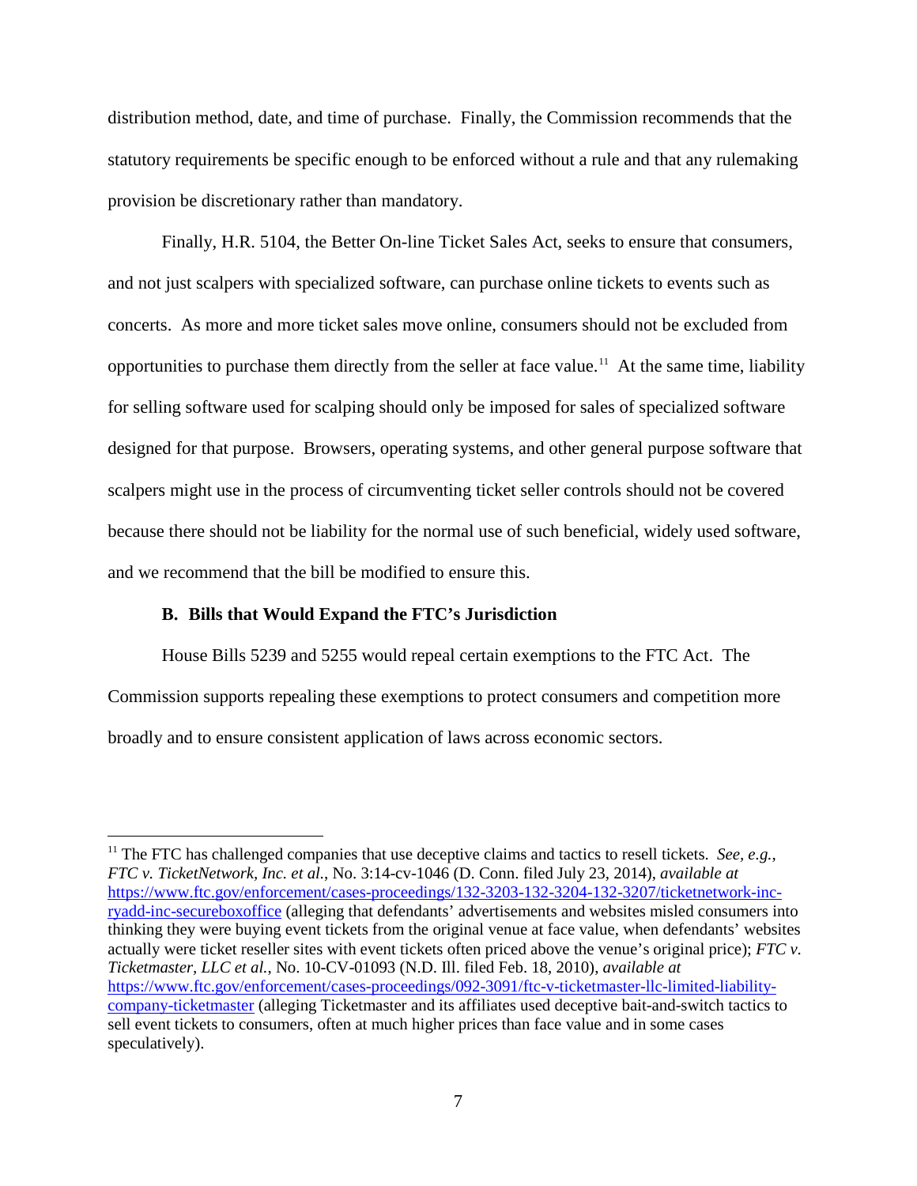distribution method, date, and time of purchase. Finally, the Commission recommends that the statutory requirements be specific enough to be enforced without a rule and that any rulemaking provision be discretionary rather than mandatory.

Finally, H.R. 5104, the Better On-line Ticket Sales Act, seeks to ensure that consumers, and not just scalpers with specialized software, can purchase online tickets to events such as concerts. As more and more ticket sales move online, consumers should not be excluded from opportunities to purchase them directly from the seller at face value.[11] At the same time, liability for selling software used for scalping should only be imposed for sales of specialized software designed for that purpose. Browsers, operating systems, and other general purpose software that scalpers might use in the process of circumventing ticket seller controls should not be covered because there should not be liability for the normal use of such beneficial, widely used software, and we recommend that the bill be modified to ensure this.

### B. Bills that Would Expand the FTC's Jurisdiction

House Bills 5239 and 5255 would repeal certain exemptions to the FTC Act. The Commission supports repealing these exemptions to protect consumers and competition more broadly and to ensure consistent application of laws across economic sectors.

---

[11] The FTC has challenged companies that use deceptive claims and tactics to resell tickets. *See, e.g.*, *FTC v. TicketNetwork, Inc. et al.*, No. 3:14-cv-1046 (D. Conn. filed July 23, 2014), *available at* https://www.ftc.gov/enforcement/cases-proceedings/132-3203-132-3204-132-3207/ticketnetwork-inc-ryadd-inc-secureboxoffice (alleging that defendants' advertisements and websites misled consumers into thinking they were buying event tickets from the original venue at face value, when defendants' websites actually were ticket reseller sites with event tickets often priced above the venue's original price); *FTC v. Ticketmaster, LLC et al.*, No. 10-CV-01093 (N.D. Ill. filed Feb. 18, 2010), *available at* https://www.ftc.gov/enforcement/cases-proceedings/092-3091/ftc-v-ticketmaster-llc-limited-liability-company-ticketmaster (alleging Ticketmaster and its affiliates used deceptive bait-and-switch tactics to sell event tickets to consumers, often at much higher prices than face value and in some cases speculatively).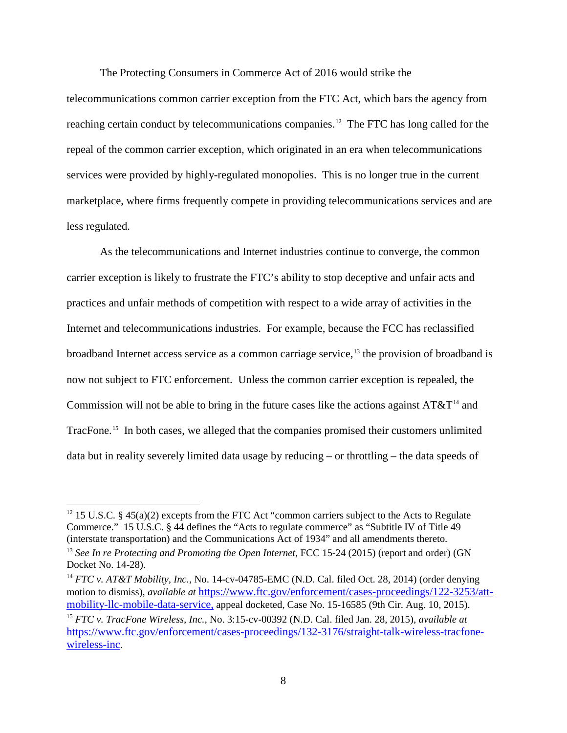The Protecting Consumers in Commerce Act of 2016 would strike the telecommunications common carrier exception from the FTC Act, which bars the agency from reaching certain conduct by telecommunications companies.[12] The FTC has long called for the repeal of the common carrier exception, which originated in an era when telecommunications services were provided by highly-regulated monopolies. This is no longer true in the current marketplace, where firms frequently compete in providing telecommunications services and are less regulated.

As the telecommunications and Internet industries continue to converge, the common carrier exception is likely to frustrate the FTC's ability to stop deceptive and unfair acts and practices and unfair methods of competition with respect to a wide array of activities in the Internet and telecommunications industries. For example, because the FCC has reclassified broadband Internet access service as a common carriage service,[13] the provision of broadband is now not subject to FTC enforcement. Unless the common carrier exception is repealed, the Commission will not be able to bring in the future cases like the actions against AT&T[14] and TracFone.[15] In both cases, we alleged that the companies promised their customers unlimited data but in reality severely limited data usage by reducing – or throttling – the data speeds of

---

[12] 15 U.S.C. § 45(a)(2) excepts from the FTC Act "common carriers subject to the Acts to Regulate Commerce." 15 U.S.C. § 44 defines the "Acts to regulate commerce" as "Subtitle IV of Title 49 (interstate transportation) and the Communications Act of 1934" and all amendments thereto.

[13] *See In re Protecting and Promoting the Open Internet*, FCC 15-24 (2015) (report and order) (GN Docket No. 14-28).

[14] *FTC v. AT&T Mobility, Inc.*, No. 14-cv-04785-EMC (N.D. Cal. filed Oct. 28, 2014) (order denying motion to dismiss), *available at* [https://www.ftc.gov/enforcement/cases-proceedings/122-3253/att-mobility-llc-mobile-data-service,](https://www.ftc.gov/enforcement/cases-proceedings/122-3253/att-mobility-llc-mobile-data-service) appeal docketed, Case No. 15-16585 (9th Cir. Aug. 10, 2015).

[15] *FTC v. TracFone Wireless, Inc.*, No. 3:15-cv-00392 (N.D. Cal. filed Jan. 28, 2015), *available at* [https://www.ftc.gov/enforcement/cases-proceedings/132-3176/straight-talk-wireless-tracfone-wireless-inc](https://www.ftc.gov/enforcement/cases-proceedings/132-3176/straight-talk-wireless-tracfone-wireless-inc).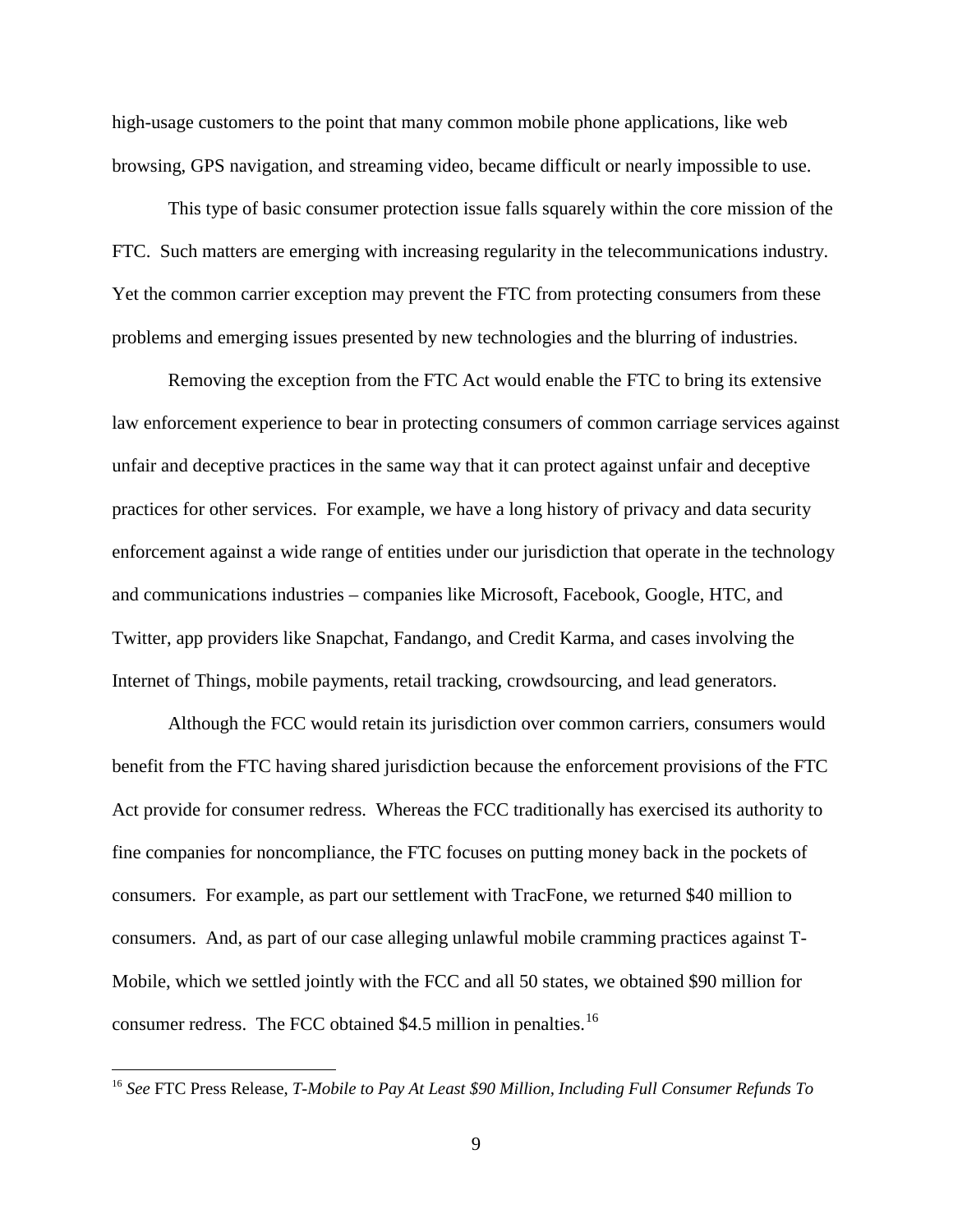high-usage customers to the point that many common mobile phone applications, like web browsing, GPS navigation, and streaming video, became difficult or nearly impossible to use.

This type of basic consumer protection issue falls squarely within the core mission of the FTC. Such matters are emerging with increasing regularity in the telecommunications industry. Yet the common carrier exception may prevent the FTC from protecting consumers from these problems and emerging issues presented by new technologies and the blurring of industries.

Removing the exception from the FTC Act would enable the FTC to bring its extensive law enforcement experience to bear in protecting consumers of common carriage services against unfair and deceptive practices in the same way that it can protect against unfair and deceptive practices for other services. For example, we have a long history of privacy and data security enforcement against a wide range of entities under our jurisdiction that operate in the technology and communications industries – companies like Microsoft, Facebook, Google, HTC, and Twitter, app providers like Snapchat, Fandango, and Credit Karma, and cases involving the Internet of Things, mobile payments, retail tracking, crowdsourcing, and lead generators.

Although the FCC would retain its jurisdiction over common carriers, consumers would benefit from the FTC having shared jurisdiction because the enforcement provisions of the FTC Act provide for consumer redress. Whereas the FCC traditionally has exercised its authority to fine companies for noncompliance, the FTC focuses on putting money back in the pockets of consumers. For example, as part our settlement with TracFone, we returned $40 million to consumers. And, as part of our case alleging unlawful mobile cramming practices against T-Mobile, which we settled jointly with the FCC and all 50 states, we obtained $90 million for consumer redress. The FCC obtained $4.5 million in penalties.[16]

---

[16] *See* FTC Press Release, *T-Mobile to Pay At Least $90 Million, Including Full Consumer Refunds To*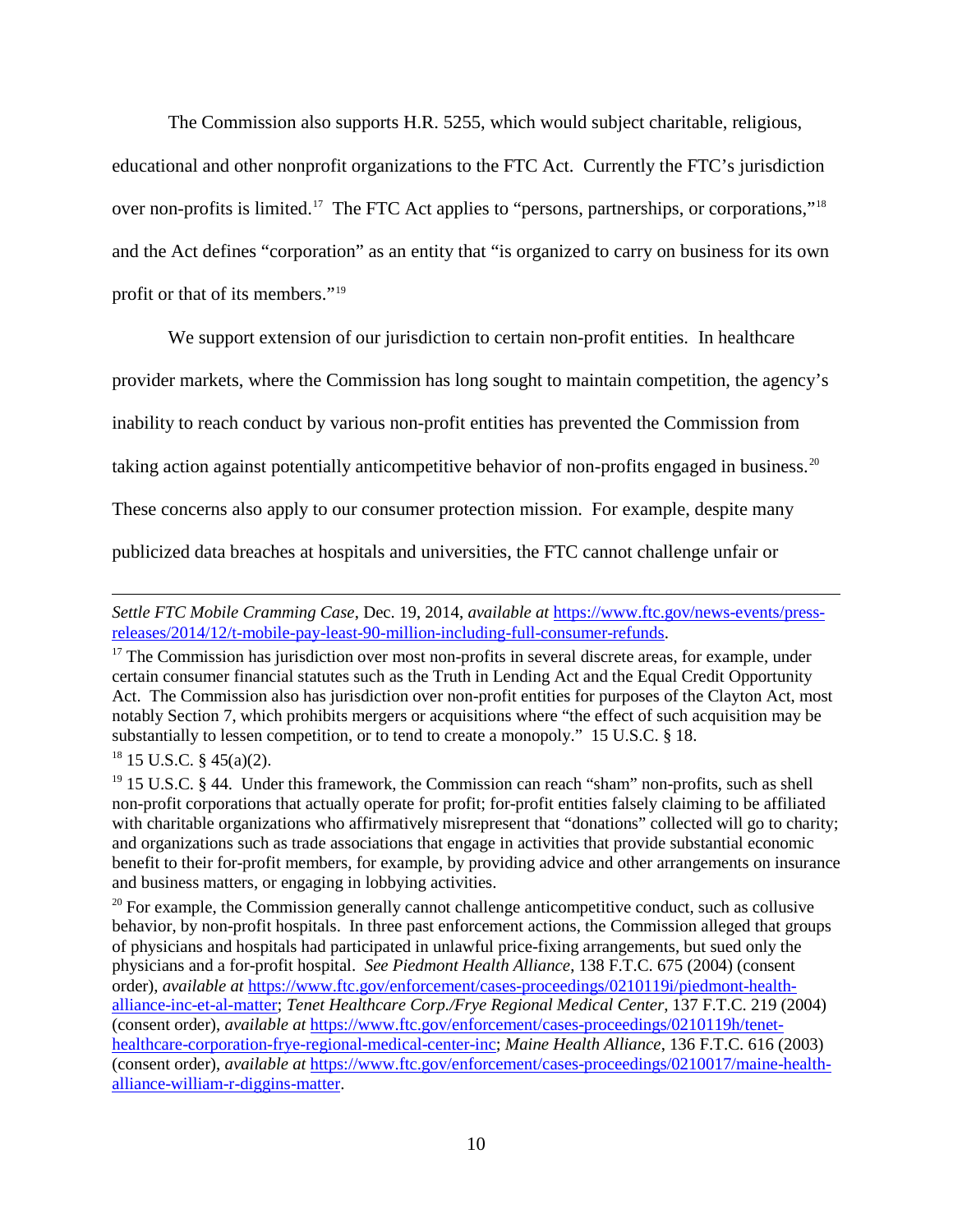The Commission also supports H.R. 5255, which would subject charitable, religious, educational and other nonprofit organizations to the FTC Act. Currently the FTC's jurisdiction over non-profits is limited.[17] The FTC Act applies to "persons, partnerships, or corporations,"[18] and the Act defines "corporation" as an entity that "is organized to carry on business for its own profit or that of its members."[19]

We support extension of our jurisdiction to certain non-profit entities. In healthcare provider markets, where the Commission has long sought to maintain competition, the agency's inability to reach conduct by various non-profit entities has prevented the Commission from taking action against potentially anticompetitive behavior of non-profits engaged in business.[20] These concerns also apply to our consumer protection mission. For example, despite many publicized data breaches at hospitals and universities, the FTC cannot challenge unfair or

---

*Settle FTC Mobile Cramming Case*, Dec. 19, 2014, *available at* https://www.ftc.gov/news-events/press-releases/2014/12/t-mobile-pay-least-90-million-including-full-consumer-refunds.

[17] The Commission has jurisdiction over most non-profits in several discrete areas, for example, under certain consumer financial statutes such as the Truth in Lending Act and the Equal Credit Opportunity Act. The Commission also has jurisdiction over non-profit entities for purposes of the Clayton Act, most notably Section 7, which prohibits mergers or acquisitions where "the effect of such acquisition may be substantially to lessen competition, or to tend to create a monopoly." 15 U.S.C. § 18.

[18] 15 U.S.C. § 45(a)(2).

[19] 15 U.S.C. § 44. Under this framework, the Commission can reach "sham" non-profits, such as shell non-profit corporations that actually operate for profit; for-profit entities falsely claiming to be affiliated with charitable organizations who affirmatively misrepresent that "donations" collected will go to charity; and organizations such as trade associations that engage in activities that provide substantial economic benefit to their for-profit members, for example, by providing advice and other arrangements on insurance and business matters, or engaging in lobbying activities.

[20] For example, the Commission generally cannot challenge anticompetitive conduct, such as collusive behavior, by non-profit hospitals. In three past enforcement actions, the Commission alleged that groups of physicians and hospitals had participated in unlawful price-fixing arrangements, but sued only the physicians and a for-profit hospital. *See Piedmont Health Alliance*, 138 F.T.C. 675 (2004) (consent order), *available at* https://www.ftc.gov/enforcement/cases-proceedings/0210119i/piedmont-health-alliance-inc-et-al-matter; *Tenet Healthcare Corp./Frye Regional Medical Center*, 137 F.T.C. 219 (2004) (consent order), *available at* https://www.ftc.gov/enforcement/cases-proceedings/0210119h/tenet-healthcare-corporation-frye-regional-medical-center-inc; *Maine Health Alliance*, 136 F.T.C. 616 (2003) (consent order), *available at* https://www.ftc.gov/enforcement/cases-proceedings/0210017/maine-health-alliance-william-r-diggins-matter.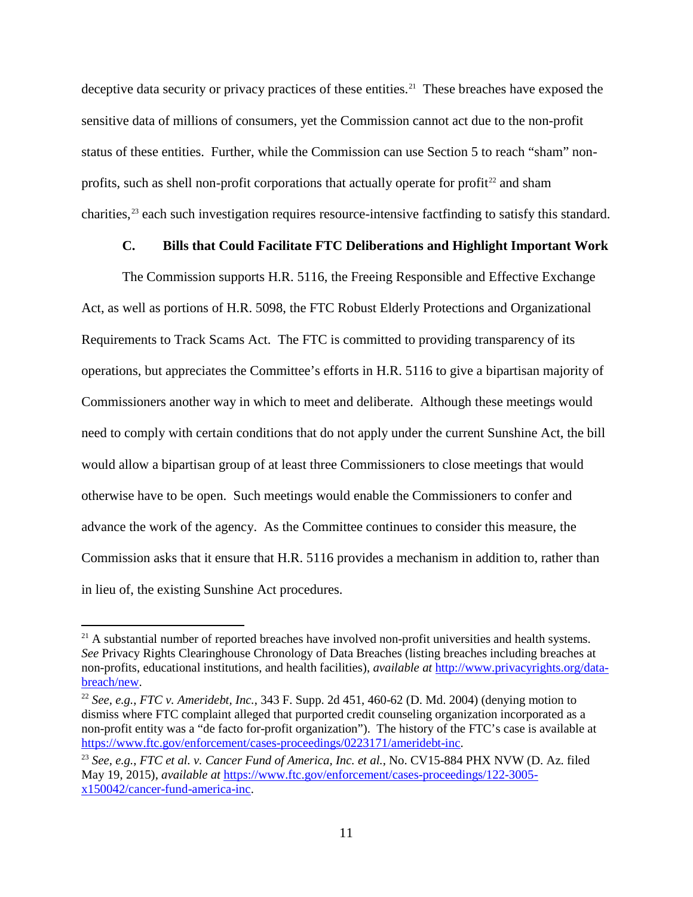deceptive data security or privacy practices of these entities.[21] These breaches have exposed the sensitive data of millions of consumers, yet the Commission cannot act due to the non-profit status of these entities. Further, while the Commission can use Section 5 to reach "sham" non-profits, such as shell non-profit corporations that actually operate for profit[22] and sham charities,[23] each such investigation requires resource-intensive factfinding to satisfy this standard.

### C. Bills that Could Facilitate FTC Deliberations and Highlight Important Work

The Commission supports H.R. 5116, the Freeing Responsible and Effective Exchange Act, as well as portions of H.R. 5098, the FTC Robust Elderly Protections and Organizational Requirements to Track Scams Act. The FTC is committed to providing transparency of its operations, but appreciates the Committee's efforts in H.R. 5116 to give a bipartisan majority of Commissioners another way in which to meet and deliberate. Although these meetings would need to comply with certain conditions that do not apply under the current Sunshine Act, the bill would allow a bipartisan group of at least three Commissioners to close meetings that would otherwise have to be open. Such meetings would enable the Commissioners to confer and advance the work of the agency. As the Committee continues to consider this measure, the Commission asks that it ensure that H.R. 5116 provides a mechanism in addition to, rather than in lieu of, the existing Sunshine Act procedures.

---

[21] A substantial number of reported breaches have involved non-profit universities and health systems. *See* Privacy Rights Clearinghouse Chronology of Data Breaches (listing breaches including breaches at non-profits, educational institutions, and health facilities), *available at* http://www.privacyrights.org/data-breach/new.

[22] *See, e.g.*, *FTC v. Ameridebt, Inc.*, 343 F. Supp. 2d 451, 460-62 (D. Md. 2004) (denying motion to dismiss where FTC complaint alleged that purported credit counseling organization incorporated as a non-profit entity was a "de facto for-profit organization"). The history of the FTC's case is available at https://www.ftc.gov/enforcement/cases-proceedings/0223171/ameridebt-inc.

[23] *See, e.g.*, *FTC et al. v. Cancer Fund of America, Inc. et al.*, No. CV15-884 PHX NVW (D. Az. filed May 19, 2015), *available at* https://www.ftc.gov/enforcement/cases-proceedings/122-3005-x150042/cancer-fund-america-inc.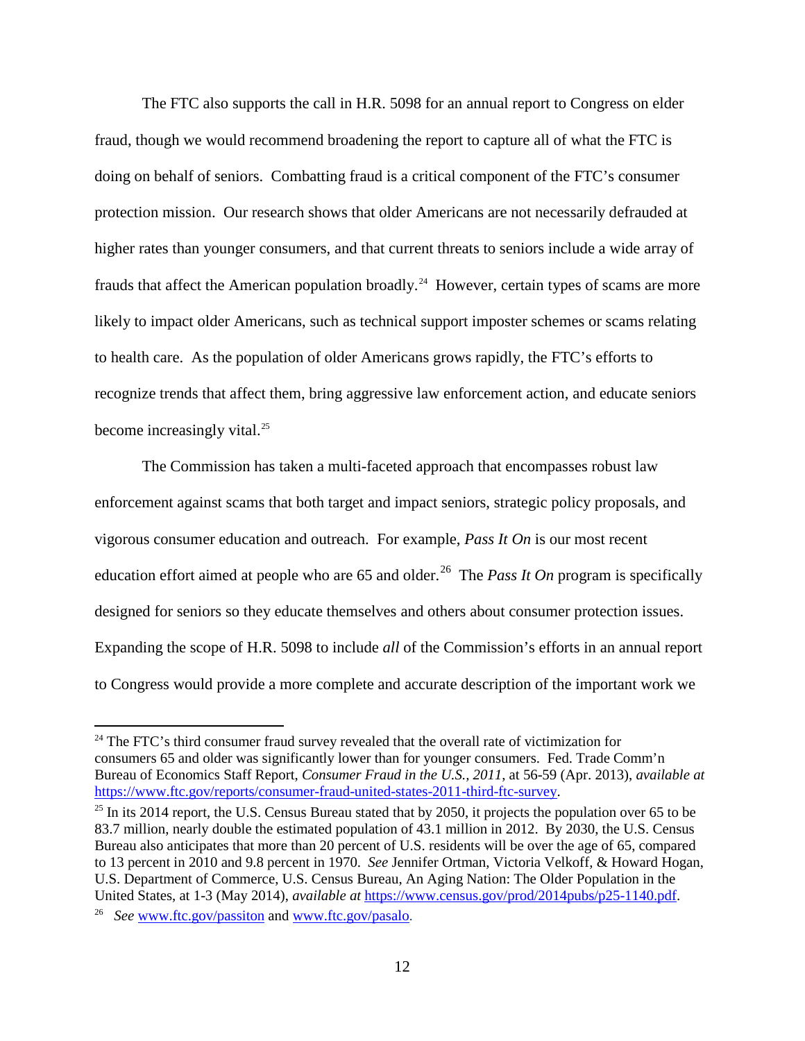The FTC also supports the call in H.R. 5098 for an annual report to Congress on elder fraud, though we would recommend broadening the report to capture all of what the FTC is doing on behalf of seniors. Combatting fraud is a critical component of the FTC's consumer protection mission. Our research shows that older Americans are not necessarily defrauded at higher rates than younger consumers, and that current threats to seniors include a wide array of frauds that affect the American population broadly.[24] However, certain types of scams are more likely to impact older Americans, such as technical support imposter schemes or scams relating to health care. As the population of older Americans grows rapidly, the FTC's efforts to recognize trends that affect them, bring aggressive law enforcement action, and educate seniors become increasingly vital.[25]

The Commission has taken a multi-faceted approach that encompasses robust law enforcement against scams that both target and impact seniors, strategic policy proposals, and vigorous consumer education and outreach. For example, *Pass It On* is our most recent education effort aimed at people who are 65 and older.[26] The *Pass It On* program is specifically designed for seniors so they educate themselves and others about consumer protection issues. Expanding the scope of H.R. 5098 to include *all* of the Commission's efforts in an annual report to Congress would provide a more complete and accurate description of the important work we

---

[24] The FTC's third consumer fraud survey revealed that the overall rate of victimization for consumers 65 and older was significantly lower than for younger consumers. Fed. Trade Comm'n Bureau of Economics Staff Report, *Consumer Fraud in the U.S., 2011*, at 56-59 (Apr. 2013), *available at* https://www.ftc.gov/reports/consumer-fraud-united-states-2011-third-ftc-survey.

[25] In its 2014 report, the U.S. Census Bureau stated that by 2050, it projects the population over 65 to be 83.7 million, nearly double the estimated population of 43.1 million in 2012. By 2030, the U.S. Census Bureau also anticipates that more than 20 percent of U.S. residents will be over the age of 65, compared to 13 percent in 2010 and 9.8 percent in 1970. *See* Jennifer Ortman, Victoria Velkoff, & Howard Hogan, U.S. Department of Commerce, U.S. Census Bureau, An Aging Nation: The Older Population in the United States, at 1-3 (May 2014), *available at* https://www.census.gov/prod/2014pubs/p25-1140.pdf.

[26] *See* www.ftc.gov/passiton and www.ftc.gov/pasalo.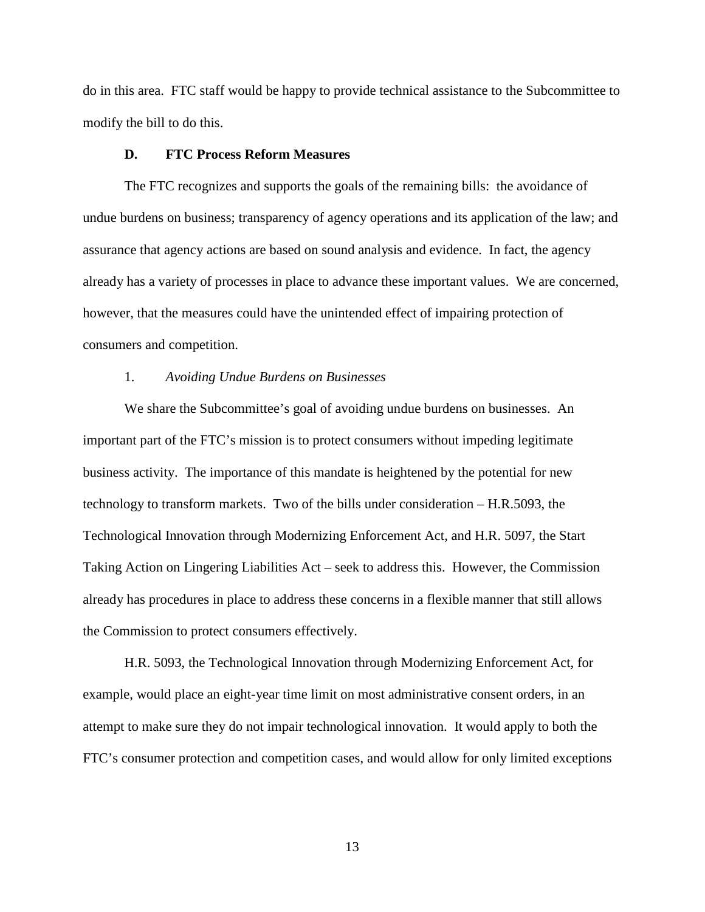do in this area. FTC staff would be happy to provide technical assistance to the Subcommittee to modify the bill to do this.

### D. FTC Process Reform Measures

The FTC recognizes and supports the goals of the remaining bills: the avoidance of undue burdens on business; transparency of agency operations and its application of the law; and assurance that agency actions are based on sound analysis and evidence. In fact, the agency already has a variety of processes in place to advance these important values. We are concerned, however, that the measures could have the unintended effect of impairing protection of consumers and competition.

#### 1. *Avoiding Undue Burdens on Businesses*

We share the Subcommittee's goal of avoiding undue burdens on businesses. An important part of the FTC's mission is to protect consumers without impeding legitimate business activity. The importance of this mandate is heightened by the potential for new technology to transform markets. Two of the bills under consideration – H.R.5093, the Technological Innovation through Modernizing Enforcement Act, and H.R. 5097, the Start Taking Action on Lingering Liabilities Act – seek to address this. However, the Commission already has procedures in place to address these concerns in a flexible manner that still allows the Commission to protect consumers effectively.

H.R. 5093, the Technological Innovation through Modernizing Enforcement Act, for example, would place an eight-year time limit on most administrative consent orders, in an attempt to make sure they do not impair technological innovation. It would apply to both the FTC's consumer protection and competition cases, and would allow for only limited exceptions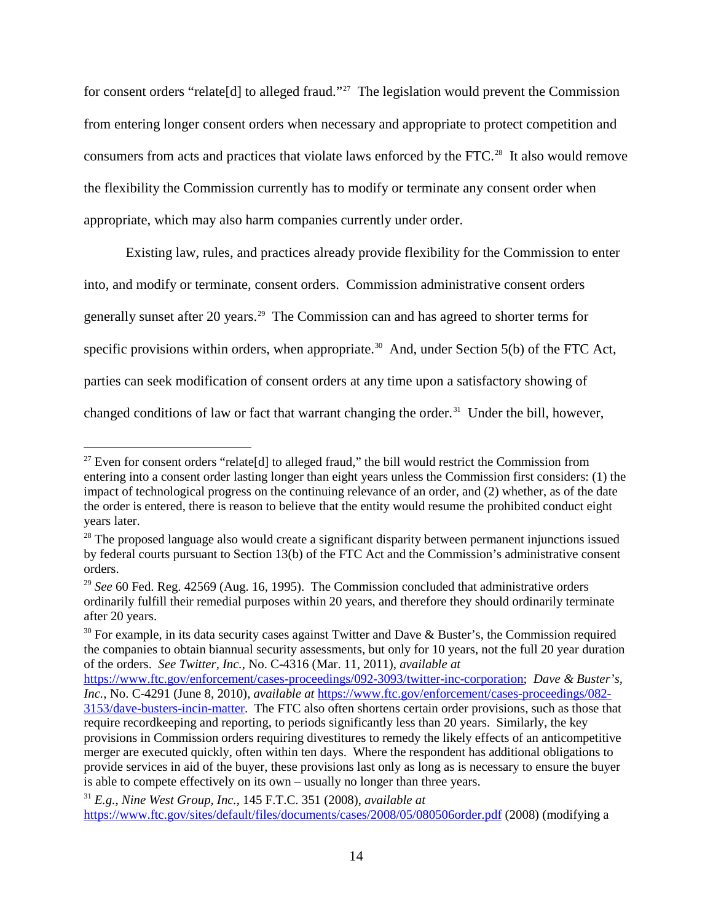for consent orders "relate[d] to alleged fraud."[27] The legislation would prevent the Commission from entering longer consent orders when necessary and appropriate to protect competition and consumers from acts and practices that violate laws enforced by the FTC.[28] It also would remove the flexibility the Commission currently has to modify or terminate any consent order when appropriate, which may also harm companies currently under order.

Existing law, rules, and practices already provide flexibility for the Commission to enter into, and modify or terminate, consent orders. Commission administrative consent orders generally sunset after 20 years.[29] The Commission can and has agreed to shorter terms for specific provisions within orders, when appropriate.[30] And, under Section 5(b) of the FTC Act, parties can seek modification of consent orders at any time upon a satisfactory showing of changed conditions of law or fact that warrant changing the order.[31] Under the bill, however,

---

[27] Even for consent orders "relate[d] to alleged fraud," the bill would restrict the Commission from entering into a consent order lasting longer than eight years unless the Commission first considers: (1) the impact of technological progress on the continuing relevance of an order, and (2) whether, as of the date the order is entered, there is reason to believe that the entity would resume the prohibited conduct eight years later.

[28] The proposed language also would create a significant disparity between permanent injunctions issued by federal courts pursuant to Section 13(b) of the FTC Act and the Commission's administrative consent orders.

[29] *See* 60 Fed. Reg. 42569 (Aug. 16, 1995). The Commission concluded that administrative orders ordinarily fulfill their remedial purposes within 20 years, and therefore they should ordinarily terminate after 20 years.

[30] For example, in its data security cases against Twitter and Dave & Buster's, the Commission required the companies to obtain biannual security assessments, but only for 10 years, not the full 20 year duration of the orders. *See Twitter, Inc.*, No. C-4316 (Mar. 11, 2011), *available at* https://www.ftc.gov/enforcement/cases-proceedings/092-3093/twitter-inc-corporation; *Dave & Buster's, Inc.*, No. C-4291 (June 8, 2010), *available at* https://www.ftc.gov/enforcement/cases-proceedings/082-3153/dave-busters-incin-matter. The FTC also often shortens certain order provisions, such as those that require recordkeeping and reporting, to periods significantly less than 20 years. Similarly, the key provisions in Commission orders requiring divestitures to remedy the likely effects of an anticompetitive merger are executed quickly, often within ten days. Where the respondent has additional obligations to provide services in aid of the buyer, these provisions last only as long as is necessary to ensure the buyer is able to compete effectively on its own – usually no longer than three years.

[31] *E.g.*, *Nine West Group, Inc.*, 145 F.T.C. 351 (2008), *available at* https://www.ftc.gov/sites/default/files/documents/cases/2008/05/080506order.pdf (2008) (modifying a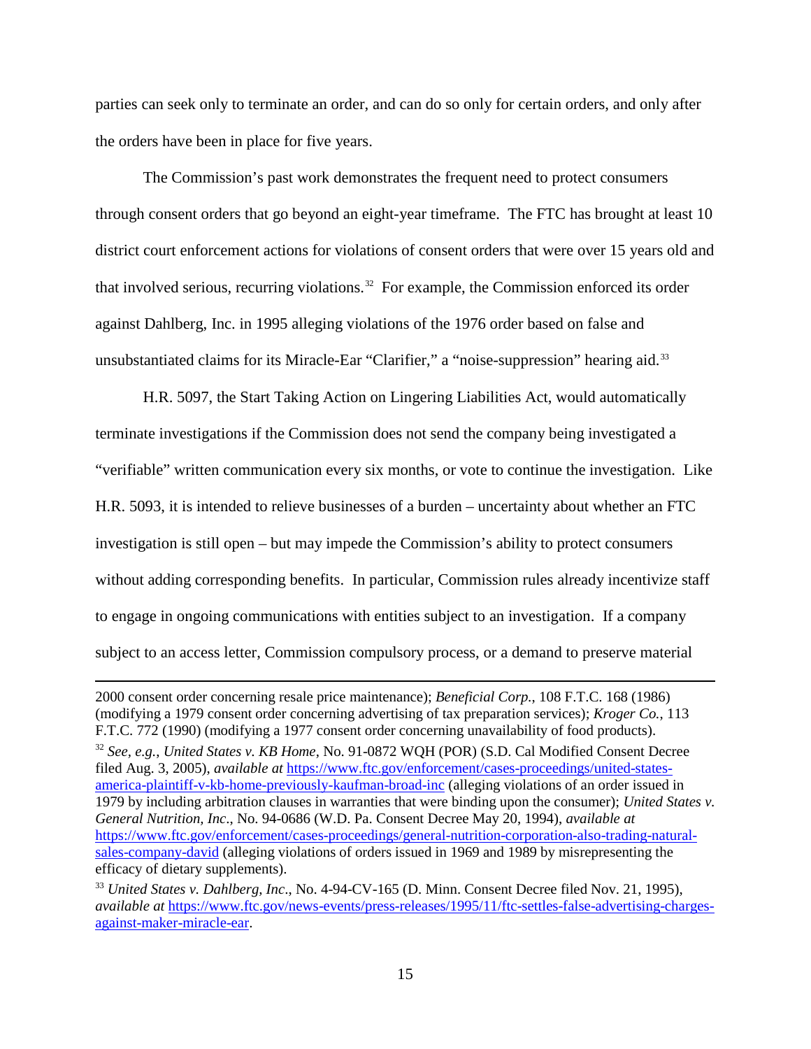parties can seek only to terminate an order, and can do so only for certain orders, and only after the orders have been in place for five years.

The Commission's past work demonstrates the frequent need to protect consumers through consent orders that go beyond an eight-year timeframe. The FTC has brought at least 10 district court enforcement actions for violations of consent orders that were over 15 years old and that involved serious, recurring violations.[32] For example, the Commission enforced its order against Dahlberg, Inc. in 1995 alleging violations of the 1976 order based on false and unsubstantiated claims for its Miracle-Ear "Clarifier," a "noise-suppression" hearing aid.[33]

H.R. 5097, the Start Taking Action on Lingering Liabilities Act, would automatically terminate investigations if the Commission does not send the company being investigated a "verifiable" written communication every six months, or vote to continue the investigation. Like H.R. 5093, it is intended to relieve businesses of a burden – uncertainty about whether an FTC investigation is still open – but may impede the Commission's ability to protect consumers without adding corresponding benefits. In particular, Commission rules already incentivize staff to engage in ongoing communications with entities subject to an investigation. If a company subject to an access letter, Commission compulsory process, or a demand to preserve material

---

2000 consent order concerning resale price maintenance); *Beneficial Corp.*, 108 F.T.C. 168 (1986) (modifying a 1979 consent order concerning advertising of tax preparation services); *Kroger Co.*, 113 F.T.C. 772 (1990) (modifying a 1977 consent order concerning unavailability of food products).

[32] *See, e.g.*, *United States v. KB Home*, No. 91-0872 WQH (POR) (S.D. Cal Modified Consent Decree filed Aug. 3, 2005), *available at* https://www.ftc.gov/enforcement/cases-proceedings/united-states-america-plaintiff-v-kb-home-previously-kaufman-broad-inc (alleging violations of an order issued in 1979 by including arbitration clauses in warranties that were binding upon the consumer); *United States v. General Nutrition, Inc*., No. 94-0686 (W.D. Pa. Consent Decree May 20, 1994), *available at* https://www.ftc.gov/enforcement/cases-proceedings/general-nutrition-corporation-also-trading-natural-sales-company-david (alleging violations of orders issued in 1969 and 1989 by misrepresenting the efficacy of dietary supplements).

[33] *United States v. Dahlberg, Inc*., No. 4-94-CV-165 (D. Minn. Consent Decree filed Nov. 21, 1995), *available at* https://www.ftc.gov/news-events/press-releases/1995/11/ftc-settles-false-advertising-charges-against-maker-miracle-ear.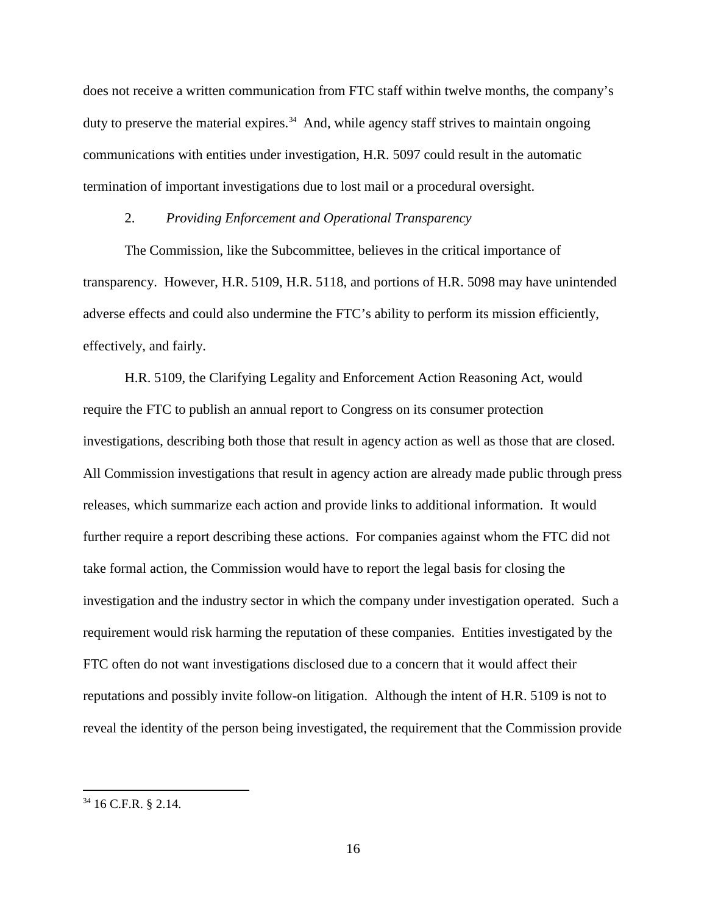does not receive a written communication from FTC staff within twelve months, the company's duty to preserve the material expires.[34] And, while agency staff strives to maintain ongoing communications with entities under investigation, H.R. 5097 could result in the automatic termination of important investigations due to lost mail or a procedural oversight.

### 2. *Providing Enforcement and Operational Transparency*

The Commission, like the Subcommittee, believes in the critical importance of transparency. However, H.R. 5109, H.R. 5118, and portions of H.R. 5098 may have unintended adverse effects and could also undermine the FTC's ability to perform its mission efficiently, effectively, and fairly.

H.R. 5109, the Clarifying Legality and Enforcement Action Reasoning Act, would require the FTC to publish an annual report to Congress on its consumer protection investigations, describing both those that result in agency action as well as those that are closed. All Commission investigations that result in agency action are already made public through press releases, which summarize each action and provide links to additional information. It would further require a report describing these actions. For companies against whom the FTC did not take formal action, the Commission would have to report the legal basis for closing the investigation and the industry sector in which the company under investigation operated. Such a requirement would risk harming the reputation of these companies. Entities investigated by the FTC often do not want investigations disclosed due to a concern that it would affect their reputations and possibly invite follow-on litigation. Although the intent of H.R. 5109 is not to reveal the identity of the person being investigated, the requirement that the Commission provide

---

[34] 16 C.F.R. § 2.14.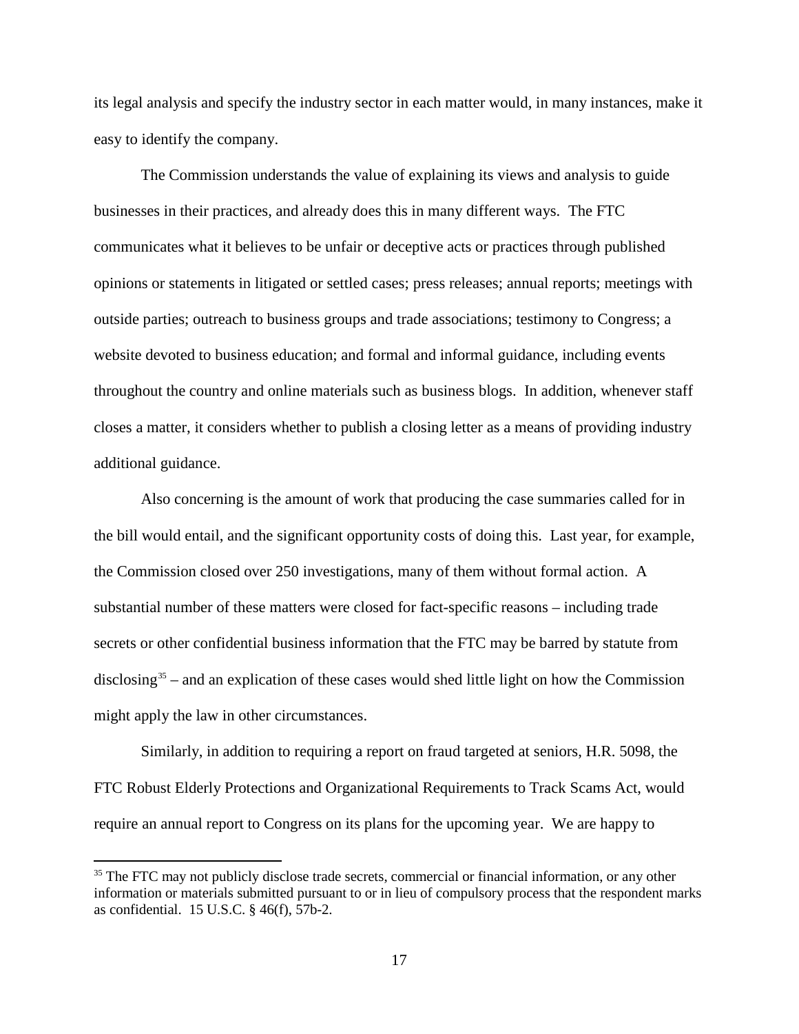its legal analysis and specify the industry sector in each matter would, in many instances, make it easy to identify the company.

The Commission understands the value of explaining its views and analysis to guide businesses in their practices, and already does this in many different ways. The FTC communicates what it believes to be unfair or deceptive acts or practices through published opinions or statements in litigated or settled cases; press releases; annual reports; meetings with outside parties; outreach to business groups and trade associations; testimony to Congress; a website devoted to business education; and formal and informal guidance, including events throughout the country and online materials such as business blogs. In addition, whenever staff closes a matter, it considers whether to publish a closing letter as a means of providing industry additional guidance.

Also concerning is the amount of work that producing the case summaries called for in the bill would entail, and the significant opportunity costs of doing this. Last year, for example, the Commission closed over 250 investigations, many of them without formal action. A substantial number of these matters were closed for fact-specific reasons – including trade secrets or other confidential business information that the FTC may be barred by statute from disclosing[35] – and an explication of these cases would shed little light on how the Commission might apply the law in other circumstances.

Similarly, in addition to requiring a report on fraud targeted at seniors, H.R. 5098, the FTC Robust Elderly Protections and Organizational Requirements to Track Scams Act, would require an annual report to Congress on its plans for the upcoming year. We are happy to

[35] The FTC may not publicly disclose trade secrets, commercial or financial information, or any other information or materials submitted pursuant to or in lieu of compulsory process that the respondent marks as confidential. 15 U.S.C. § 46(f), 57b-2.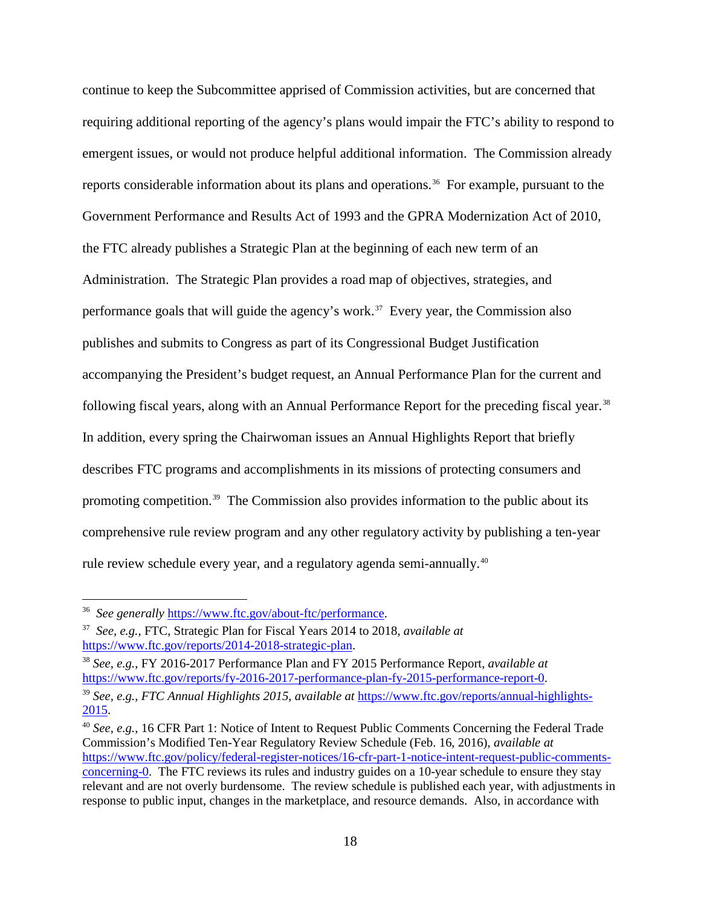continue to keep the Subcommittee apprised of Commission activities, but are concerned that requiring additional reporting of the agency's plans would impair the FTC's ability to respond to emergent issues, or would not produce helpful additional information. The Commission already reports considerable information about its plans and operations.[36] For example, pursuant to the Government Performance and Results Act of 1993 and the GPRA Modernization Act of 2010, the FTC already publishes a Strategic Plan at the beginning of each new term of an Administration. The Strategic Plan provides a road map of objectives, strategies, and performance goals that will guide the agency's work.[37] Every year, the Commission also publishes and submits to Congress as part of its Congressional Budget Justification accompanying the President's budget request, an Annual Performance Plan for the current and following fiscal years, along with an Annual Performance Report for the preceding fiscal year.[38] In addition, every spring the Chairwoman issues an Annual Highlights Report that briefly describes FTC programs and accomplishments in its missions of protecting consumers and promoting competition.[39] The Commission also provides information to the public about its comprehensive rule review program and any other regulatory activity by publishing a ten-year rule review schedule every year, and a regulatory agenda semi-annually.[40]

---

[36] *See generally* https://www.ftc.gov/about-ftc/performance.

[37] *See, e.g.*, FTC, Strategic Plan for Fiscal Years 2014 to 2018, *available at* https://www.ftc.gov/reports/2014-2018-strategic-plan.

[38] *See, e.g.*, FY 2016-2017 Performance Plan and FY 2015 Performance Report, *available at* https://www.ftc.gov/reports/fy-2016-2017-performance-plan-fy-2015-performance-report-0.

[39] *See, e.g.*, *FTC Annual Highlights 2015*, *available at* https://www.ftc.gov/reports/annual-highlights-2015.

[40] *See, e.g.*, 16 CFR Part 1: Notice of Intent to Request Public Comments Concerning the Federal Trade Commission's Modified Ten-Year Regulatory Review Schedule (Feb. 16, 2016), *available at* https://www.ftc.gov/policy/federal-register-notices/16-cfr-part-1-notice-intent-request-public-comments-concerning-0. The FTC reviews its rules and industry guides on a 10-year schedule to ensure they stay relevant and are not overly burdensome. The review schedule is published each year, with adjustments in response to public input, changes in the marketplace, and resource demands. Also, in accordance with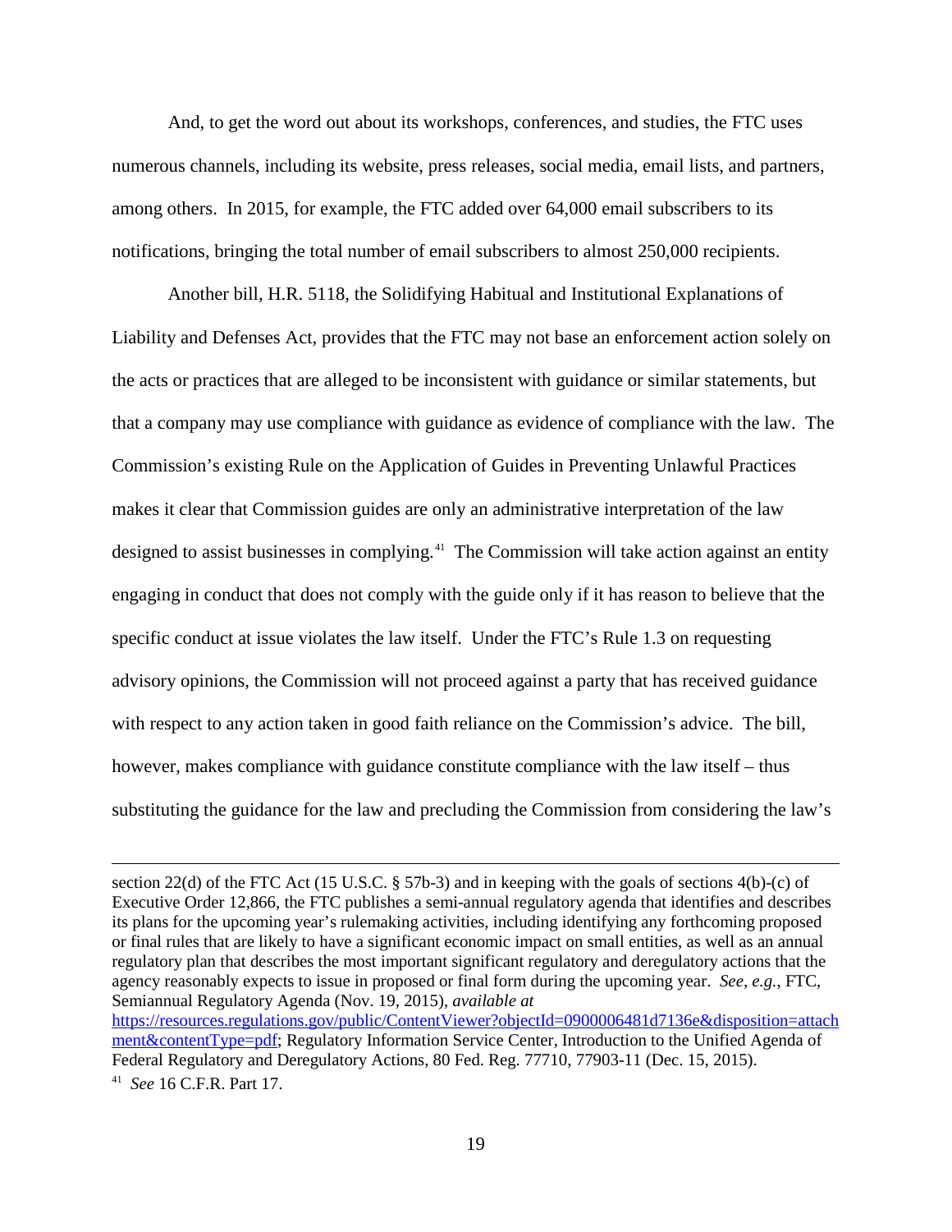And, to get the word out about its workshops, conferences, and studies, the FTC uses numerous channels, including its website, press releases, social media, email lists, and partners, among others. In 2015, for example, the FTC added over 64,000 email subscribers to its notifications, bringing the total number of email subscribers to almost 250,000 recipients.

Another bill, H.R. 5118, the Solidifying Habitual and Institutional Explanations of Liability and Defenses Act, provides that the FTC may not base an enforcement action solely on the acts or practices that are alleged to be inconsistent with guidance or similar statements, but that a company may use compliance with guidance as evidence of compliance with the law. The Commission's existing Rule on the Application of Guides in Preventing Unlawful Practices makes it clear that Commission guides are only an administrative interpretation of the law designed to assist businesses in complying.[41] The Commission will take action against an entity engaging in conduct that does not comply with the guide only if it has reason to believe that the specific conduct at issue violates the law itself. Under the FTC's Rule 1.3 on requesting advisory opinions, the Commission will not proceed against a party that has received guidance with respect to any action taken in good faith reliance on the Commission's advice. The bill, however, makes compliance with guidance constitute compliance with the law itself – thus substituting the guidance for the law and precluding the Commission from considering the law's

---

section 22(d) of the FTC Act (15 U.S.C. § 57b-3) and in keeping with the goals of sections 4(b)-(c) of Executive Order 12,866, the FTC publishes a semi-annual regulatory agenda that identifies and describes its plans for the upcoming year's rulemaking activities, including identifying any forthcoming proposed or final rules that are likely to have a significant economic impact on small entities, as well as an annual regulatory plan that describes the most important significant regulatory and deregulatory actions that the agency reasonably expects to issue in proposed or final form during the upcoming year. *See, e.g.*, FTC, Semiannual Regulatory Agenda (Nov. 19, 2015), *available at* https://resources.regulations.gov/public/ContentViewer?objectId=0900006481d7136e&disposition=attachment&contentType=pdf; Regulatory Information Service Center, Introduction to the Unified Agenda of Federal Regulatory and Deregulatory Actions, 80 Fed. Reg. 77710, 77903-11 (Dec. 15, 2015).

[41] *See* 16 C.F.R. Part 17.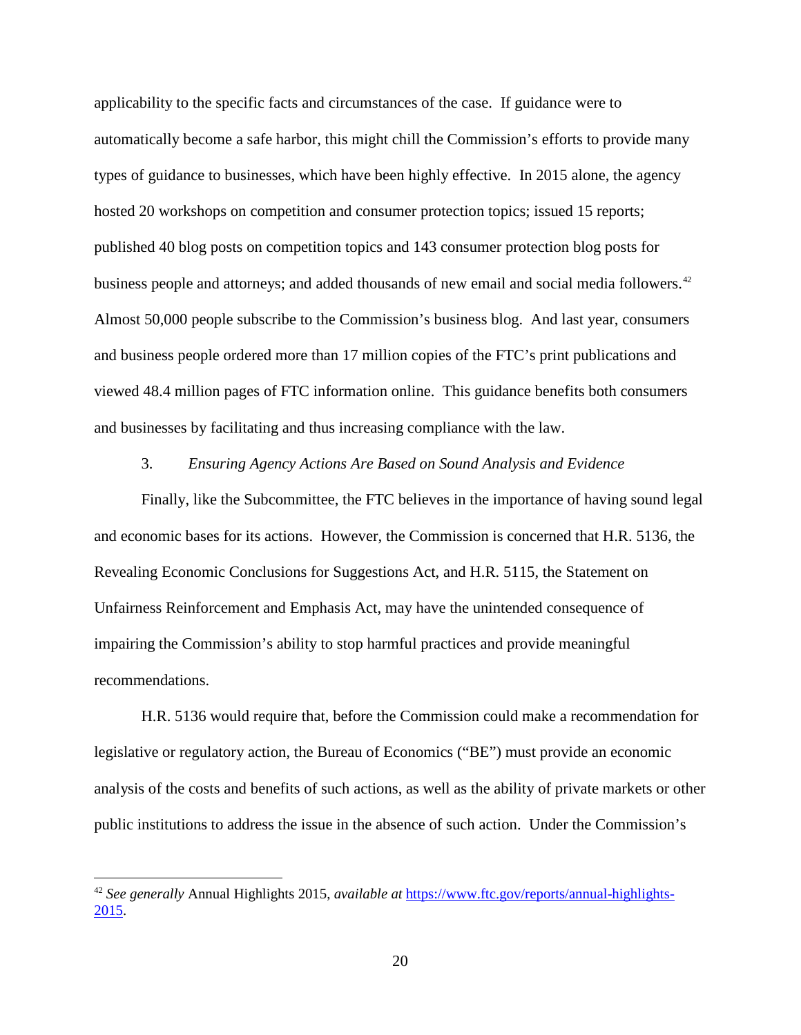applicability to the specific facts and circumstances of the case. If guidance were to automatically become a safe harbor, this might chill the Commission's efforts to provide many types of guidance to businesses, which have been highly effective. In 2015 alone, the agency hosted 20 workshops on competition and consumer protection topics; issued 15 reports; published 40 blog posts on competition topics and 143 consumer protection blog posts for business people and attorneys; and added thousands of new email and social media followers.[42] Almost 50,000 people subscribe to the Commission's business blog. And last year, consumers and business people ordered more than 17 million copies of the FTC's print publications and viewed 48.4 million pages of FTC information online. This guidance benefits both consumers and businesses by facilitating and thus increasing compliance with the law.

### 3. *Ensuring Agency Actions Are Based on Sound Analysis and Evidence*

Finally, like the Subcommittee, the FTC believes in the importance of having sound legal and economic bases for its actions. However, the Commission is concerned that H.R. 5136, the Revealing Economic Conclusions for Suggestions Act, and H.R. 5115, the Statement on Unfairness Reinforcement and Emphasis Act, may have the unintended consequence of impairing the Commission's ability to stop harmful practices and provide meaningful recommendations.

H.R. 5136 would require that, before the Commission could make a recommendation for legislative or regulatory action, the Bureau of Economics ("BE") must provide an economic analysis of the costs and benefits of such actions, as well as the ability of private markets or other public institutions to address the issue in the absence of such action. Under the Commission's

---

[42] *See generally* Annual Highlights 2015, *available at* https://www.ftc.gov/reports/annual-highlights-2015.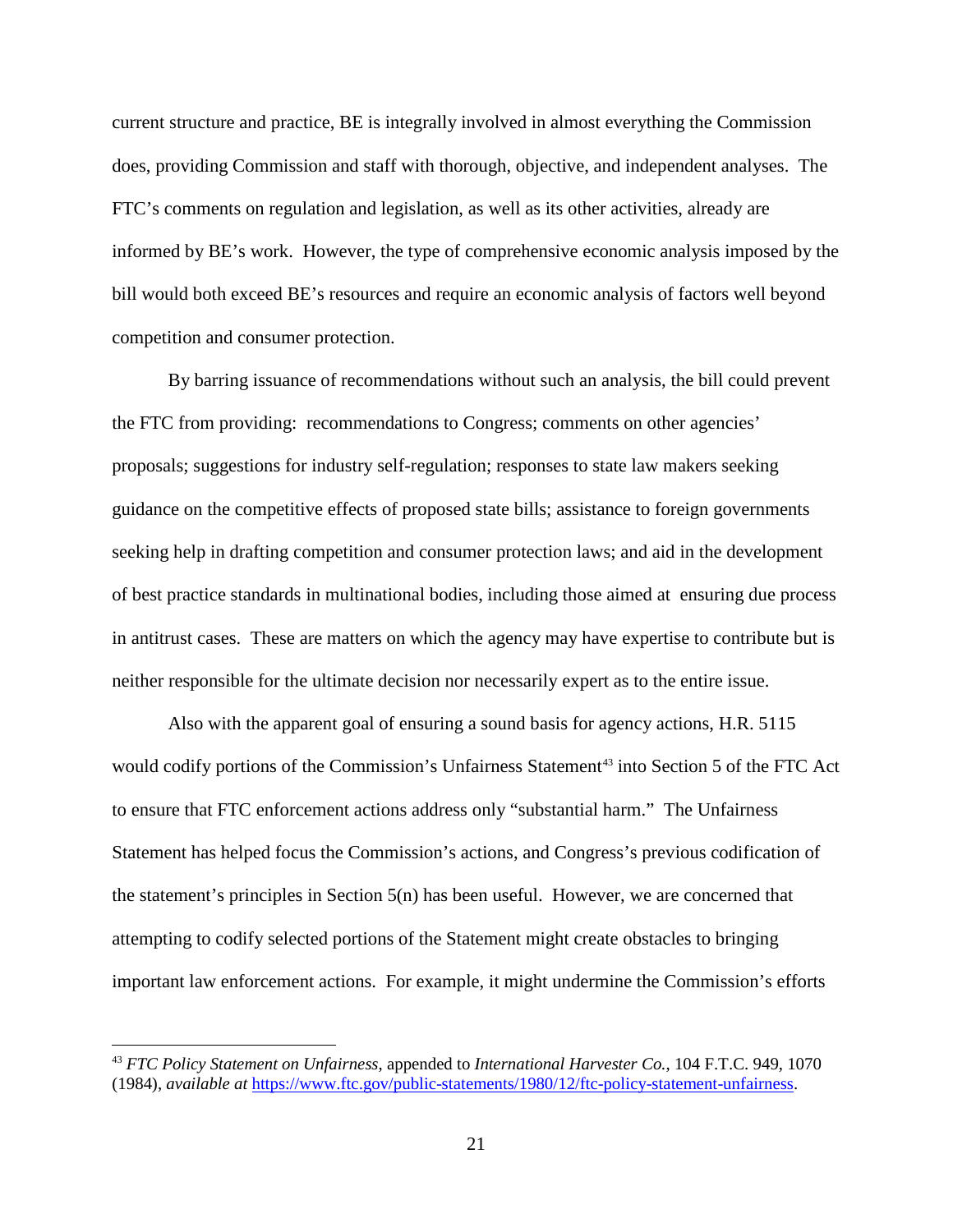current structure and practice, BE is integrally involved in almost everything the Commission does, providing Commission and staff with thorough, objective, and independent analyses. The FTC's comments on regulation and legislation, as well as its other activities, already are informed by BE's work. However, the type of comprehensive economic analysis imposed by the bill would both exceed BE's resources and require an economic analysis of factors well beyond competition and consumer protection.

By barring issuance of recommendations without such an analysis, the bill could prevent the FTC from providing: recommendations to Congress; comments on other agencies' proposals; suggestions for industry self-regulation; responses to state law makers seeking guidance on the competitive effects of proposed state bills; assistance to foreign governments seeking help in drafting competition and consumer protection laws; and aid in the development of best practice standards in multinational bodies, including those aimed at ensuring due process in antitrust cases. These are matters on which the agency may have expertise to contribute but is neither responsible for the ultimate decision nor necessarily expert as to the entire issue.

Also with the apparent goal of ensuring a sound basis for agency actions, H.R. 5115 would codify portions of the Commission's Unfairness Statement[43] into Section 5 of the FTC Act to ensure that FTC enforcement actions address only "substantial harm." The Unfairness Statement has helped focus the Commission's actions, and Congress's previous codification of the statement's principles in Section 5(n) has been useful. However, we are concerned that attempting to codify selected portions of the Statement might create obstacles to bringing important law enforcement actions. For example, it might undermine the Commission's efforts

---

[43] *FTC Policy Statement on Unfairness*, appended to *International Harvester Co.*, 104 F.T.C. 949, 1070 (1984), *available at* https://www.ftc.gov/public-statements/1980/12/ftc-policy-statement-unfairness.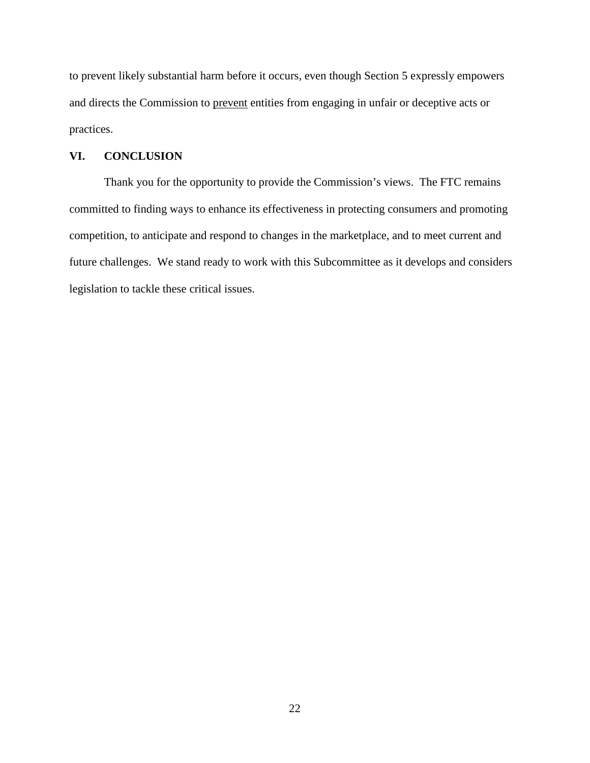to prevent likely substantial harm before it occurs, even though Section 5 expressly empowers and directs the Commission to <u>prevent</u> entities from engaging in unfair or deceptive acts or practices.

## VI. CONCLUSION

Thank you for the opportunity to provide the Commission's views. The FTC remains committed to finding ways to enhance its effectiveness in protecting consumers and promoting competition, to anticipate and respond to changes in the marketplace, and to meet current and future challenges. We stand ready to work with this Subcommittee as it develops and considers legislation to tackle these critical issues.